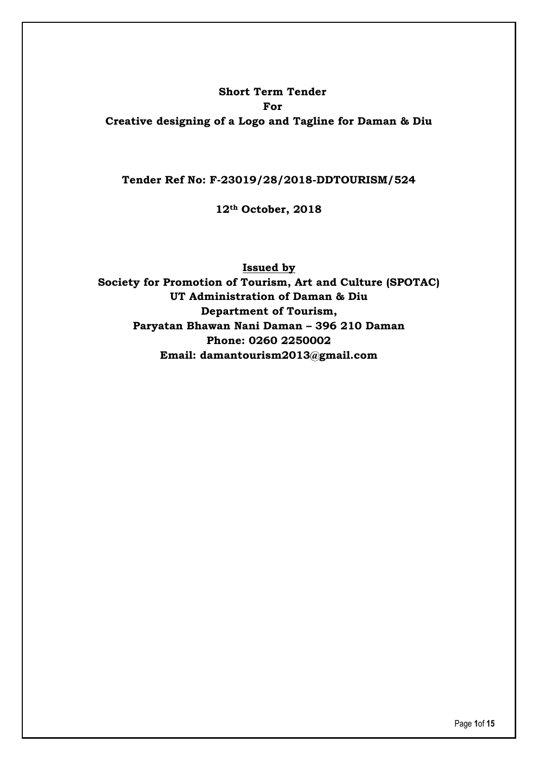# Short Term Tender
# For
# Creative designing of a Logo and Tagline for Daman & Diu

**Tender Ref No: F-23019/28/2018-DDTOURISM/524**

**12th October, 2018**

**<u>Issued by</u>**

**Society for Promotion of Tourism, Art and Culture (SPOTAC)**
**UT Administration of Daman & Diu**
**Department of Tourism,**
**Paryatan Bhawan Nani Daman – 396 210 Daman**
**Phone: 0260 2250002**
**Email: damantourism2013@gmail.com**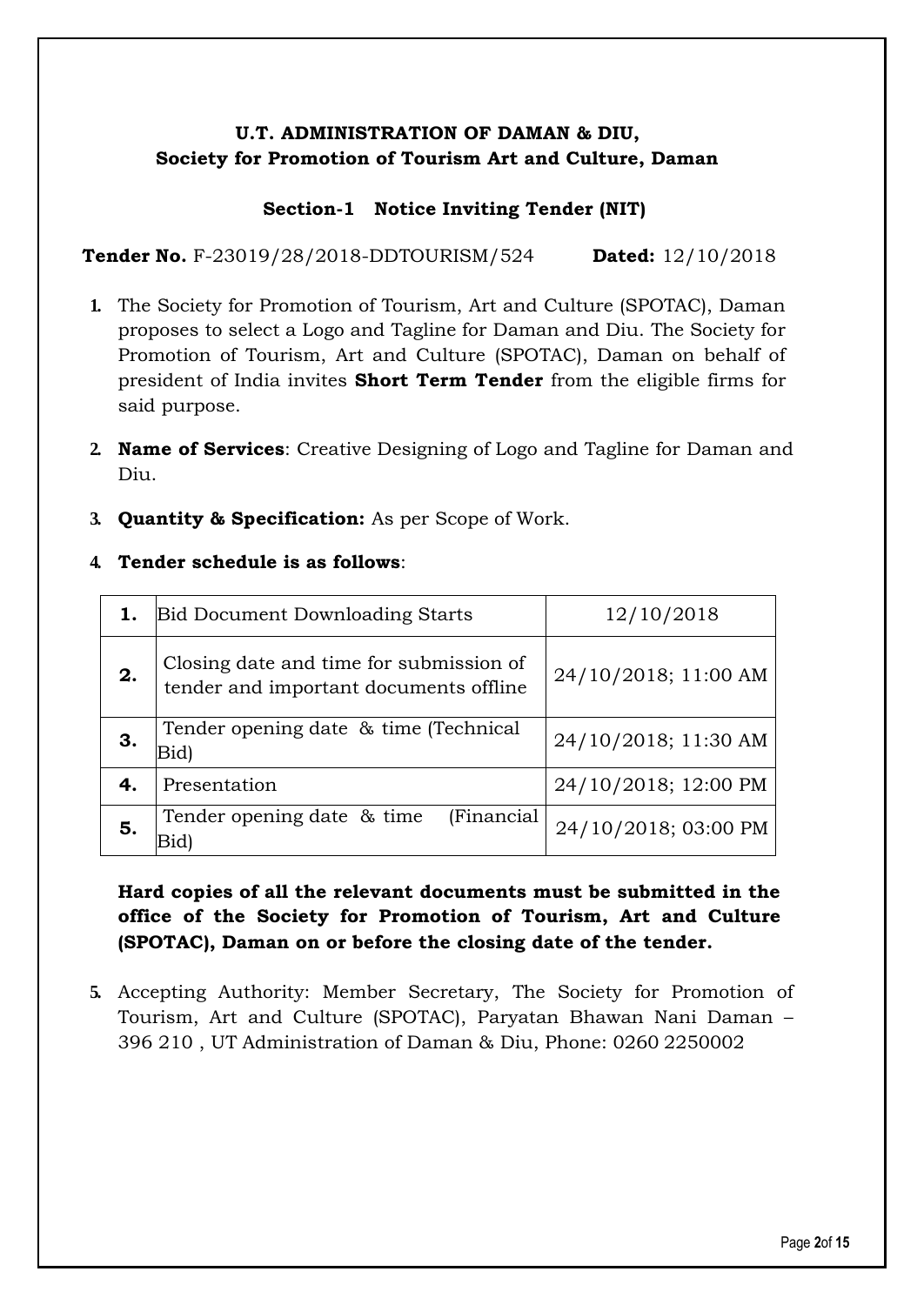**U.T. ADMINISTRATION OF DAMAN & DIU,**
**Society for Promotion of Tourism Art and Culture, Daman**

## Section-1 Notice Inviting Tender (NIT)

**Tender No.** F-23019/28/2018-DDTOURISM/524 **Dated:** 12/10/2018

1. The Society for Promotion of Tourism, Art and Culture (SPOTAC), Daman proposes to select a Logo and Tagline for Daman and Diu. The Society for Promotion of Tourism, Art and Culture (SPOTAC), Daman on behalf of president of India invites **Short Term Tender** from the eligible firms for said purpose.

2. **Name of Services**: Creative Designing of Logo and Tagline for Daman and Diu.

3. **Quantity & Specification:** As per Scope of Work.

4. **Tender schedule is as follows**:

| | | |
|---|---|---|
| **1.** | Bid Document Downloading Starts | 12/10/2018 |
| **2.** | Closing date and time for submission of tender and important documents offline | 24/10/2018; 11:00 AM |
| **3.** | Tender opening date & time (Technical Bid) | 24/10/2018; 11:30 AM |
| **4.** | Presentation | 24/10/2018; 12:00 PM |
| **5.** | Tender opening date & time (Financial Bid) | 24/10/2018; 03:00 PM |

**Hard copies of all the relevant documents must be submitted in the office of the Society for Promotion of Tourism, Art and Culture (SPOTAC), Daman on or before the closing date of the tender.**

5. Accepting Authority: Member Secretary, The Society for Promotion of Tourism, Art and Culture (SPOTAC), Paryatan Bhawan Nani Daman – 396 210 , UT Administration of Daman & Diu, Phone: 0260 2250002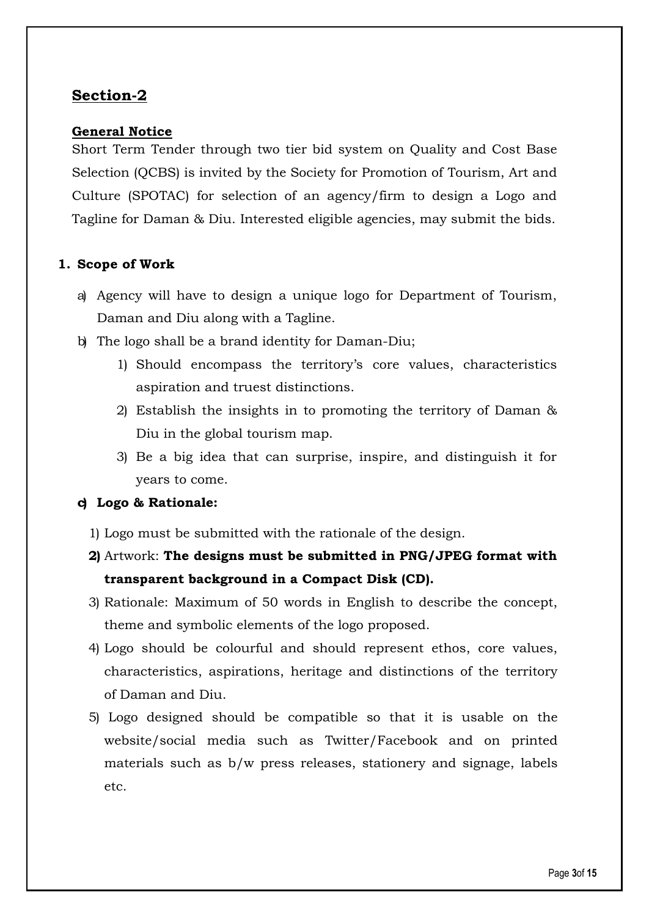## Section-2

**General Notice**

Short Term Tender through two tier bid system on Quality and Cost Base Selection (QCBS) is invited by the Society for Promotion of Tourism, Art and Culture (SPOTAC) for selection of an agency/firm to design a Logo and Tagline for Daman & Diu. Interested eligible agencies, may submit the bids.

**1. Scope of Work**

a) Agency will have to design a unique logo for Department of Tourism, Daman and Diu along with a Tagline.

b) The logo shall be a brand identity for Daman-Diu;

1) Should encompass the territory's core values, characteristics aspiration and truest distinctions.
2) Establish the insights in to promoting the territory of Daman & Diu in the global tourism map.
3) Be a big idea that can surprise, inspire, and distinguish it for years to come.

**c) Logo & Rationale:**

1) Logo must be submitted with the rationale of the design.
2) Artwork: **The designs must be submitted in PNG/JPEG format with transparent background in a Compact Disk (CD).**
3) Rationale: Maximum of 50 words in English to describe the concept, theme and symbolic elements of the logo proposed.
4) Logo should be colourful and should represent ethos, core values, characteristics, aspirations, heritage and distinctions of the territory of Daman and Diu.
5) Logo designed should be compatible so that it is usable on the website/social media such as Twitter/Facebook and on printed materials such as b/w press releases, stationery and signage, labels etc.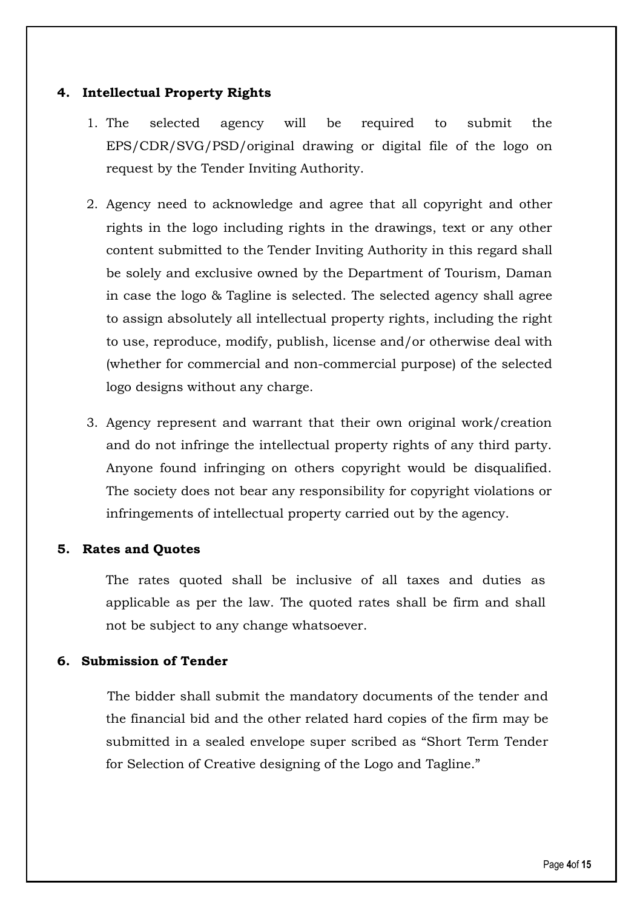## 4. Intellectual Property Rights

1. The selected agency will be required to submit the EPS/CDR/SVG/PSD/original drawing or digital file of the logo on request by the Tender Inviting Authority.

2. Agency need to acknowledge and agree that all copyright and other rights in the logo including rights in the drawings, text or any other content submitted to the Tender Inviting Authority in this regard shall be solely and exclusive owned by the Department of Tourism, Daman in case the logo & Tagline is selected. The selected agency shall agree to assign absolutely all intellectual property rights, including the right to use, reproduce, modify, publish, license and/or otherwise deal with (whether for commercial and non-commercial purpose) of the selected logo designs without any charge.

3. Agency represent and warrant that their own original work/creation and do not infringe the intellectual property rights of any third party. Anyone found infringing on others copyright would be disqualified. The society does not bear any responsibility for copyright violations or infringements of intellectual property carried out by the agency.

## 5. Rates and Quotes

The rates quoted shall be inclusive of all taxes and duties as applicable as per the law. The quoted rates shall be firm and shall not be subject to any change whatsoever.

## 6. Submission of Tender

The bidder shall submit the mandatory documents of the tender and the financial bid and the other related hard copies of the firm may be submitted in a sealed envelope super scribed as "Short Term Tender for Selection of Creative designing of the Logo and Tagline."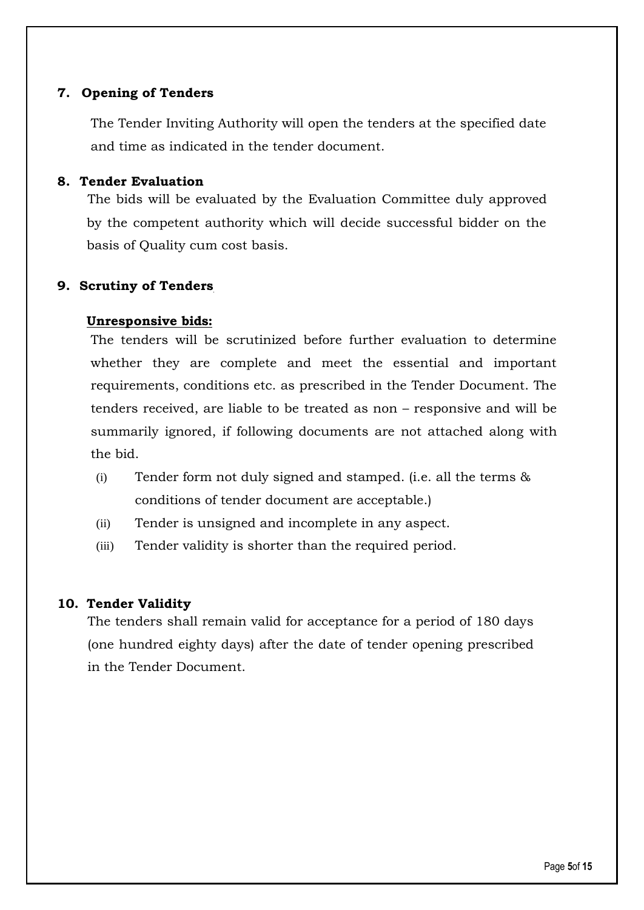## 7. Opening of Tenders

The Tender Inviting Authority will open the tenders at the specified date and time as indicated in the tender document.

## 8. Tender Evaluation

The bids will be evaluated by the Evaluation Committee duly approved by the competent authority which will decide successful bidder on the basis of Quality cum cost basis.

## 9. Scrutiny of Tenders

**Unresponsive bids:**

The tenders will be scrutinized before further evaluation to determine whether they are complete and meet the essential and important requirements, conditions etc. as prescribed in the Tender Document. The tenders received, are liable to be treated as non – responsive and will be summarily ignored, if following documents are not attached along with the bid.

(i) Tender form not duly signed and stamped. (i.e. all the terms & conditions of tender document are acceptable.)

(ii) Tender is unsigned and incomplete in any aspect.

(iii) Tender validity is shorter than the required period.

## 10. Tender Validity

The tenders shall remain valid for acceptance for a period of 180 days (one hundred eighty days) after the date of tender opening prescribed in the Tender Document.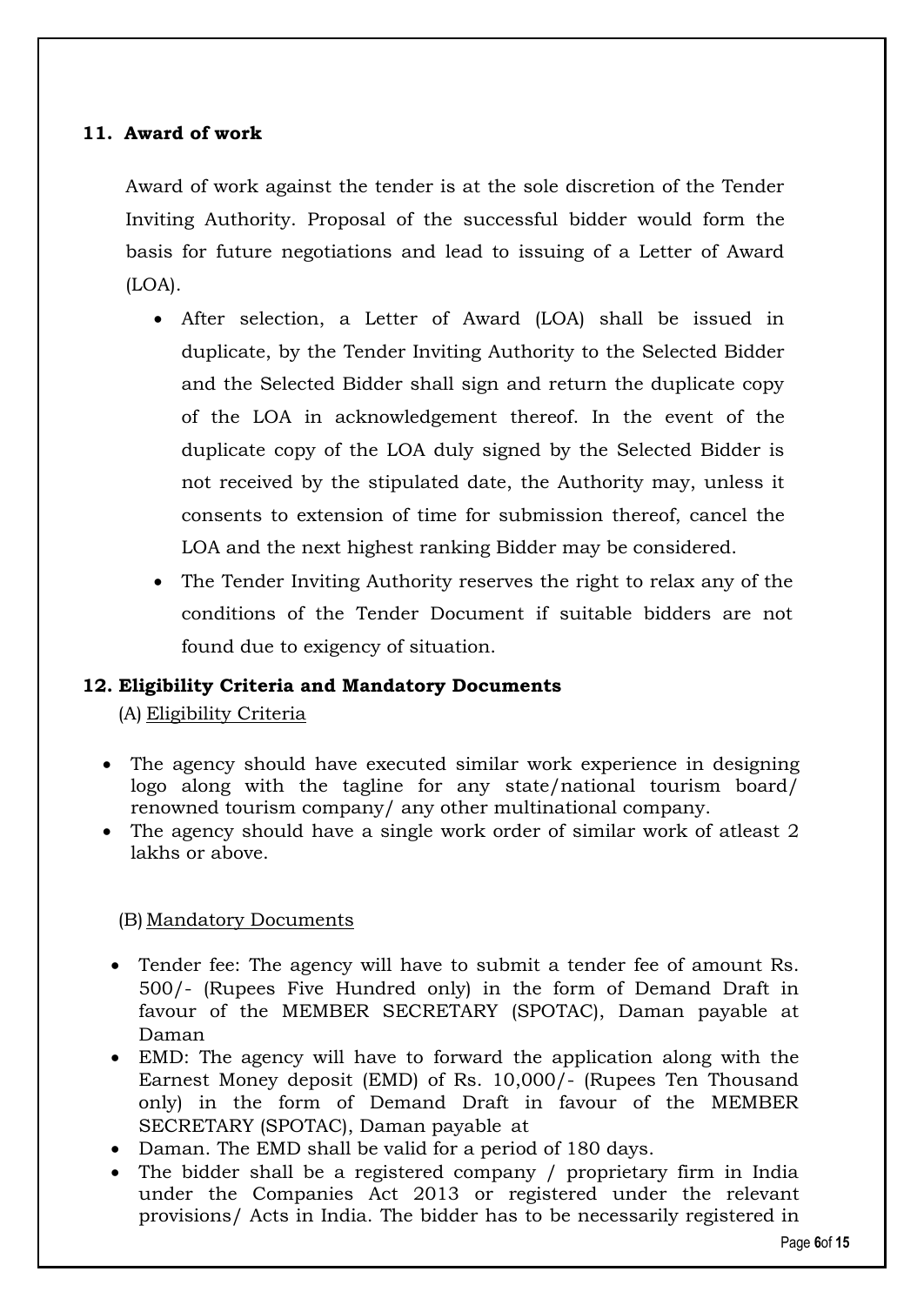### 11. Award of work

Award of work against the tender is at the sole discretion of the Tender Inviting Authority. Proposal of the successful bidder would form the basis for future negotiations and lead to issuing of a Letter of Award (LOA).

- After selection, a Letter of Award (LOA) shall be issued in duplicate, by the Tender Inviting Authority to the Selected Bidder and the Selected Bidder shall sign and return the duplicate copy of the LOA in acknowledgement thereof. In the event of the duplicate copy of the LOA duly signed by the Selected Bidder is not received by the stipulated date, the Authority may, unless it consents to extension of time for submission thereof, cancel the LOA and the next highest ranking Bidder may be considered.
- The Tender Inviting Authority reserves the right to relax any of the conditions of the Tender Document if suitable bidders are not found due to exigency of situation.

### 12. Eligibility Criteria and Mandatory Documents

(A) Eligibility Criteria

- The agency should have executed similar work experience in designing logo along with the tagline for any state/national tourism board/ renowned tourism company/ any other multinational company.
- The agency should have a single work order of similar work of atleast 2 lakhs or above.

(B) Mandatory Documents

- Tender fee: The agency will have to submit a tender fee of amount Rs. 500/- (Rupees Five Hundred only) in the form of Demand Draft in favour of the MEMBER SECRETARY (SPOTAC), Daman payable at Daman
- EMD: The agency will have to forward the application along with the Earnest Money deposit (EMD) of Rs. 10,000/- (Rupees Ten Thousand only) in the form of Demand Draft in favour of the MEMBER SECRETARY (SPOTAC), Daman payable at
- Daman. The EMD shall be valid for a period of 180 days.
- The bidder shall be a registered company / proprietary firm in India under the Companies Act 2013 or registered under the relevant provisions/ Acts in India. The bidder has to be necessarily registered in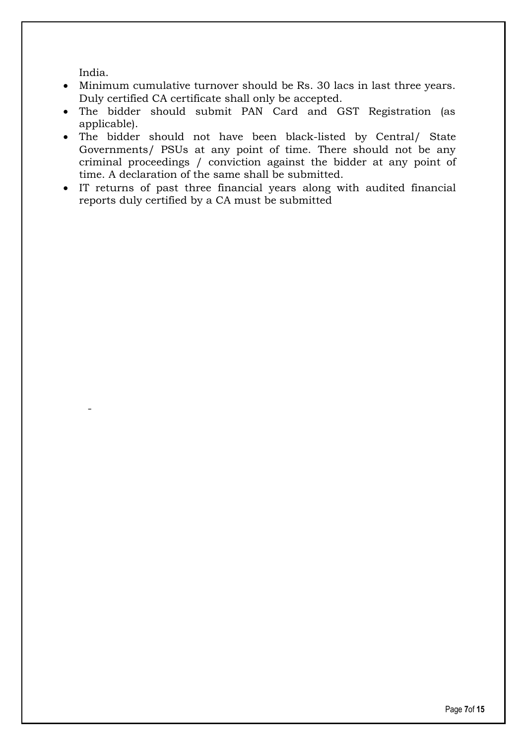India.

- Minimum cumulative turnover should be Rs. 30 lacs in last three years. Duly certified CA certificate shall only be accepted.
- The bidder should submit PAN Card and GST Registration (as applicable).
- The bidder should not have been black-listed by Central/ State Governments/ PSUs at any point of time. There should not be any criminal proceedings / conviction against the bidder at any point of time. A declaration of the same shall be submitted.
- IT returns of past three financial years along with audited financial reports duly certified by a CA must be submitted

-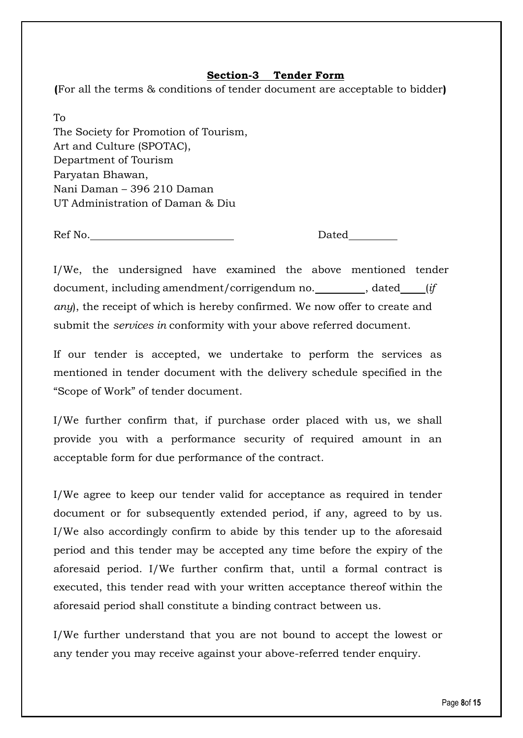## **Section-3 Tender Form**

**(**For all the terms & conditions of tender document are acceptable to bidder**)**

To
The Society for Promotion of Tourism,
Art and Culture (SPOTAC),
Department of Tourism
Paryatan Bhawan,
Nani Daman – 396 210 Daman
UT Administration of Daman & Diu

Ref No.__________________________ Dated_________

I/We, the undersigned have examined the above mentioned tender document, including amendment/corrigendum no.__________, dated_____(*if any*), the receipt of which is hereby confirmed. We now offer to create and submit the *services in* conformity with your above referred document.

If our tender is accepted, we undertake to perform the services as mentioned in tender document with the delivery schedule specified in the "Scope of Work" of tender document.

I/We further confirm that, if purchase order placed with us, we shall provide you with a performance security of required amount in an acceptable form for due performance of the contract.

I/We agree to keep our tender valid for acceptance as required in tender document or for subsequently extended period, if any, agreed to by us. I/We also accordingly confirm to abide by this tender up to the aforesaid period and this tender may be accepted any time before the expiry of the aforesaid period. I/We further confirm that, until a formal contract is executed, this tender read with your written acceptance thereof within the aforesaid period shall constitute a binding contract between us.

I/We further understand that you are not bound to accept the lowest or any tender you may receive against your above-referred tender enquiry.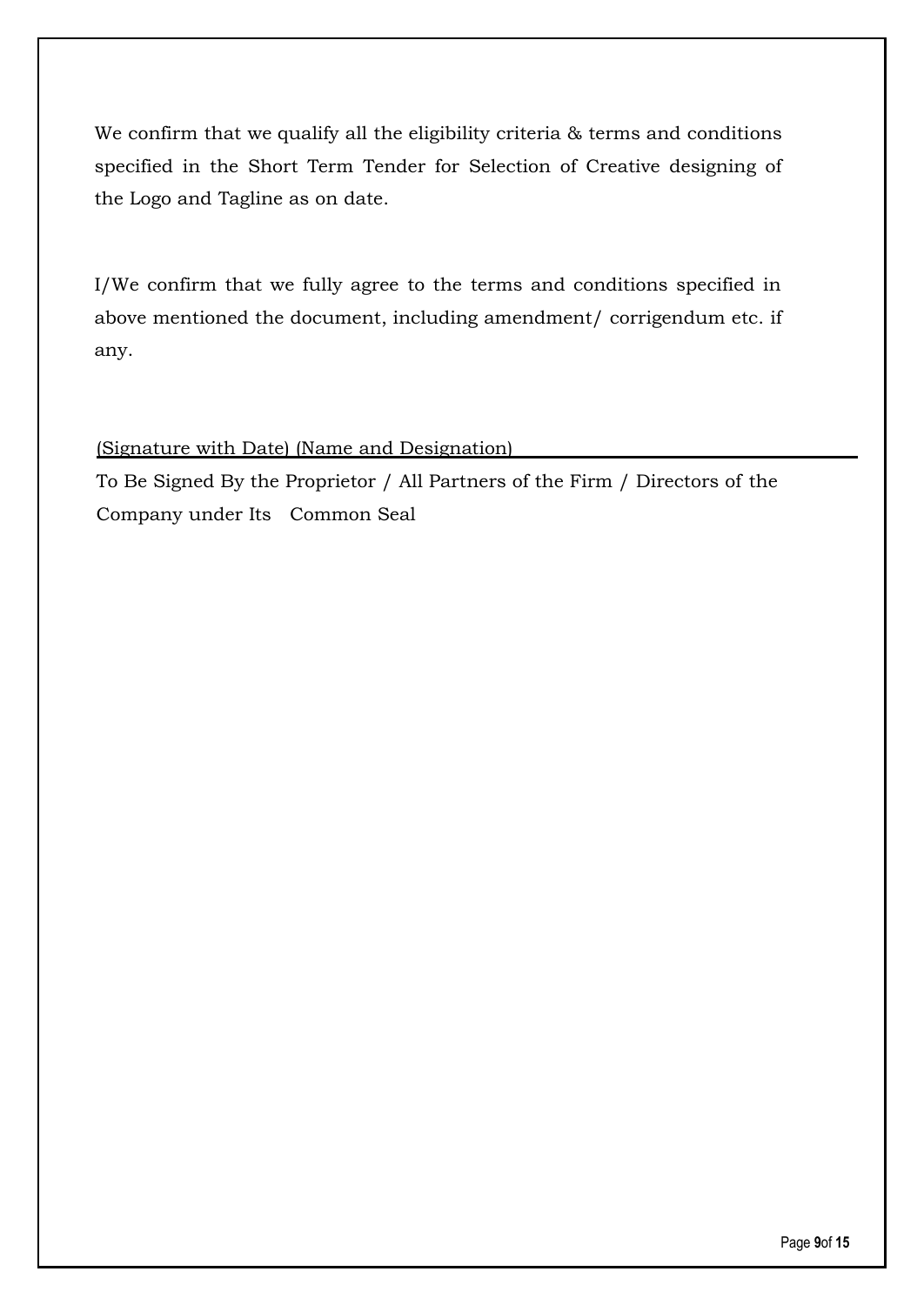We confirm that we qualify all the eligibility criteria & terms and conditions specified in the Short Term Tender for Selection of Creative designing of the Logo and Tagline as on date.

I/We confirm that we fully agree to the terms and conditions specified in above mentioned the document, including amendment/ corrigendum etc. if any.

(Signature with Date) (Name and Designation)

To Be Signed By the Proprietor / All Partners of the Firm / Directors of the Company under Its Common Seal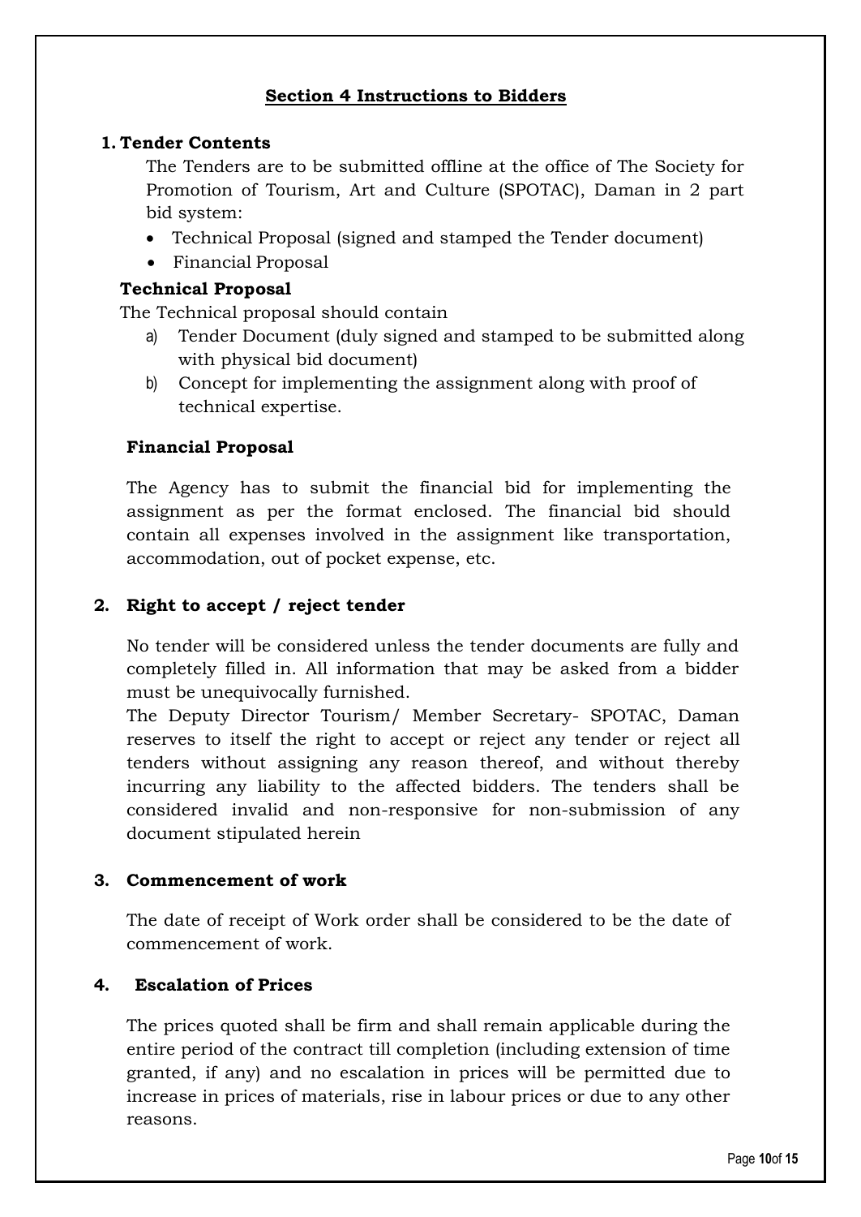## Section 4 Instructions to Bidders

### 1. Tender Contents

The Tenders are to be submitted offline at the office of The Society for Promotion of Tourism, Art and Culture (SPOTAC), Daman in 2 part bid system:

- Technical Proposal (signed and stamped the Tender document)
- Financial Proposal

**Technical Proposal**

The Technical proposal should contain

a) Tender Document (duly signed and stamped to be submitted along with physical bid document)

b) Concept for implementing the assignment along with proof of technical expertise.

**Financial Proposal**

The Agency has to submit the financial bid for implementing the assignment as per the format enclosed. The financial bid should contain all expenses involved in the assignment like transportation, accommodation, out of pocket expense, etc.

### 2. Right to accept / reject tender

No tender will be considered unless the tender documents are fully and completely filled in. All information that may be asked from a bidder must be unequivocally furnished.

The Deputy Director Tourism/ Member Secretary- SPOTAC, Daman reserves to itself the right to accept or reject any tender or reject all tenders without assigning any reason thereof, and without thereby incurring any liability to the affected bidders. The tenders shall be considered invalid and non-responsive for non-submission of any document stipulated herein

### 3. Commencement of work

The date of receipt of Work order shall be considered to be the date of commencement of work.

### 4. Escalation of Prices

The prices quoted shall be firm and shall remain applicable during the entire period of the contract till completion (including extension of time granted, if any) and no escalation in prices will be permitted due to increase in prices of materials, rise in labour prices or due to any other reasons.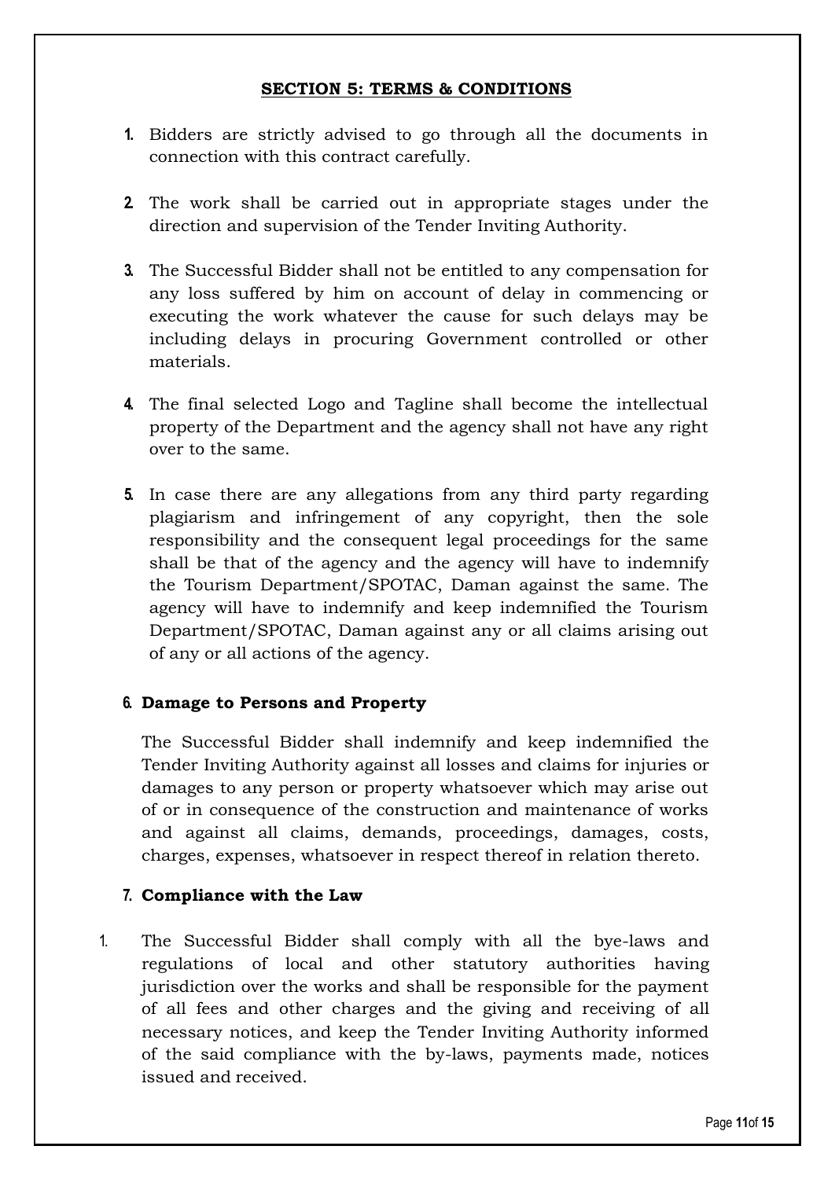## SECTION 5: TERMS & CONDITIONS

1. Bidders are strictly advised to go through all the documents in connection with this contract carefully.

2. The work shall be carried out in appropriate stages under the direction and supervision of the Tender Inviting Authority.

3. The Successful Bidder shall not be entitled to any compensation for any loss suffered by him on account of delay in commencing or executing the work whatever the cause for such delays may be including delays in procuring Government controlled or other materials.

4. The final selected Logo and Tagline shall become the intellectual property of the Department and the agency shall not have any right over to the same.

5. In case there are any allegations from any third party regarding plagiarism and infringement of any copyright, then the sole responsibility and the consequent legal proceedings for the same shall be that of the agency and the agency will have to indemnify the Tourism Department/SPOTAC, Daman against the same. The agency will have to indemnify and keep indemnified the Tourism Department/SPOTAC, Daman against any or all claims arising out of any or all actions of the agency.

6. **Damage to Persons and Property**

   The Successful Bidder shall indemnify and keep indemnified the Tender Inviting Authority against all losses and claims for injuries or damages to any person or property whatsoever which may arise out of or in consequence of the construction and maintenance of works and against all claims, demands, proceedings, damages, costs, charges, expenses, whatsoever in respect thereof in relation thereto.

7. **Compliance with the Law**

1. The Successful Bidder shall comply with all the bye-laws and regulations of local and other statutory authorities having jurisdiction over the works and shall be responsible for the payment of all fees and other charges and the giving and receiving of all necessary notices, and keep the Tender Inviting Authority informed of the said compliance with the by-laws, payments made, notices issued and received.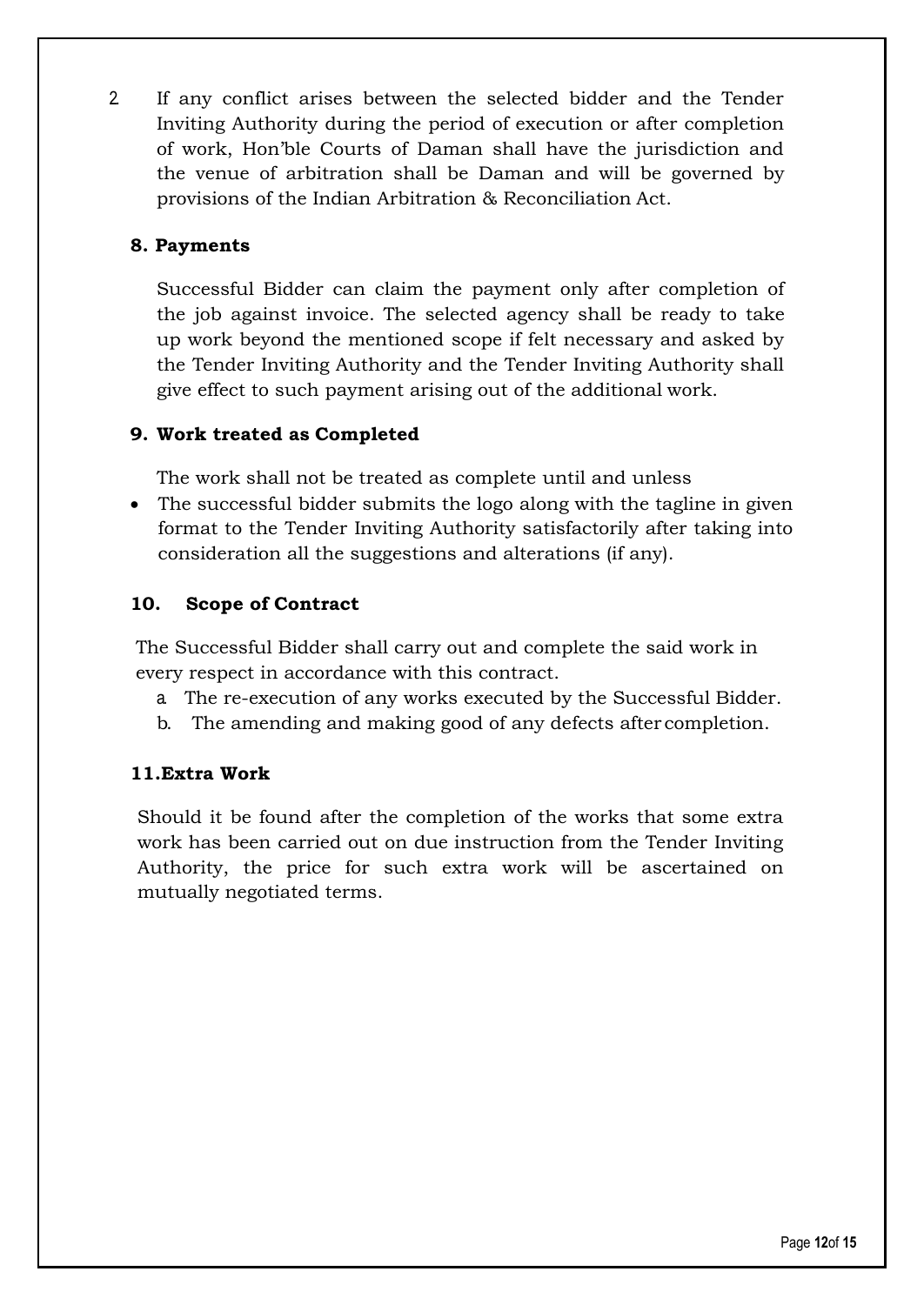2. If any conflict arises between the selected bidder and the Tender Inviting Authority during the period of execution or after completion of work, Hon'ble Courts of Daman shall have the jurisdiction and the venue of arbitration shall be Daman and will be governed by provisions of the Indian Arbitration & Reconciliation Act.

### 8. Payments

Successful Bidder can claim the payment only after completion of the job against invoice. The selected agency shall be ready to take up work beyond the mentioned scope if felt necessary and asked by the Tender Inviting Authority and the Tender Inviting Authority shall give effect to such payment arising out of the additional work.

### 9. Work treated as Completed

The work shall not be treated as complete until and unless

- The successful bidder submits the logo along with the tagline in given format to the Tender Inviting Authority satisfactorily after taking into consideration all the suggestions and alterations (if any).

### 10. Scope of Contract

The Successful Bidder shall carry out and complete the said work in every respect in accordance with this contract.

a. The re-execution of any works executed by the Successful Bidder.
b. The amending and making good of any defects after completion.

### 11. Extra Work

Should it be found after the completion of the works that some extra work has been carried out on due instruction from the Tender Inviting Authority, the price for such extra work will be ascertained on mutually negotiated terms.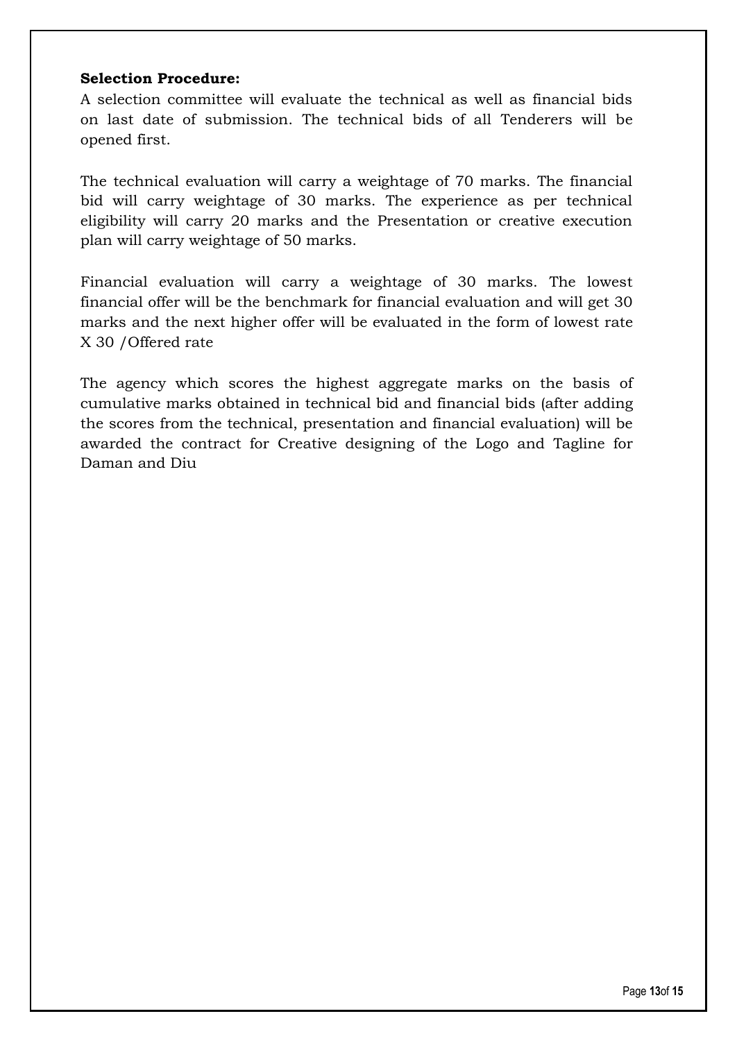**Selection Procedure:**

A selection committee will evaluate the technical as well as financial bids on last date of submission. The technical bids of all Tenderers will be opened first.

The technical evaluation will carry a weightage of 70 marks. The financial bid will carry weightage of 30 marks. The experience as per technical eligibility will carry 20 marks and the Presentation or creative execution plan will carry weightage of 50 marks.

Financial evaluation will carry a weightage of 30 marks. The lowest financial offer will be the benchmark for financial evaluation and will get 30 marks and the next higher offer will be evaluated in the form of lowest rate X 30 /Offered rate

The agency which scores the highest aggregate marks on the basis of cumulative marks obtained in technical bid and financial bids (after adding the scores from the technical, presentation and financial evaluation) will be awarded the contract for Creative designing of the Logo and Tagline for Daman and Diu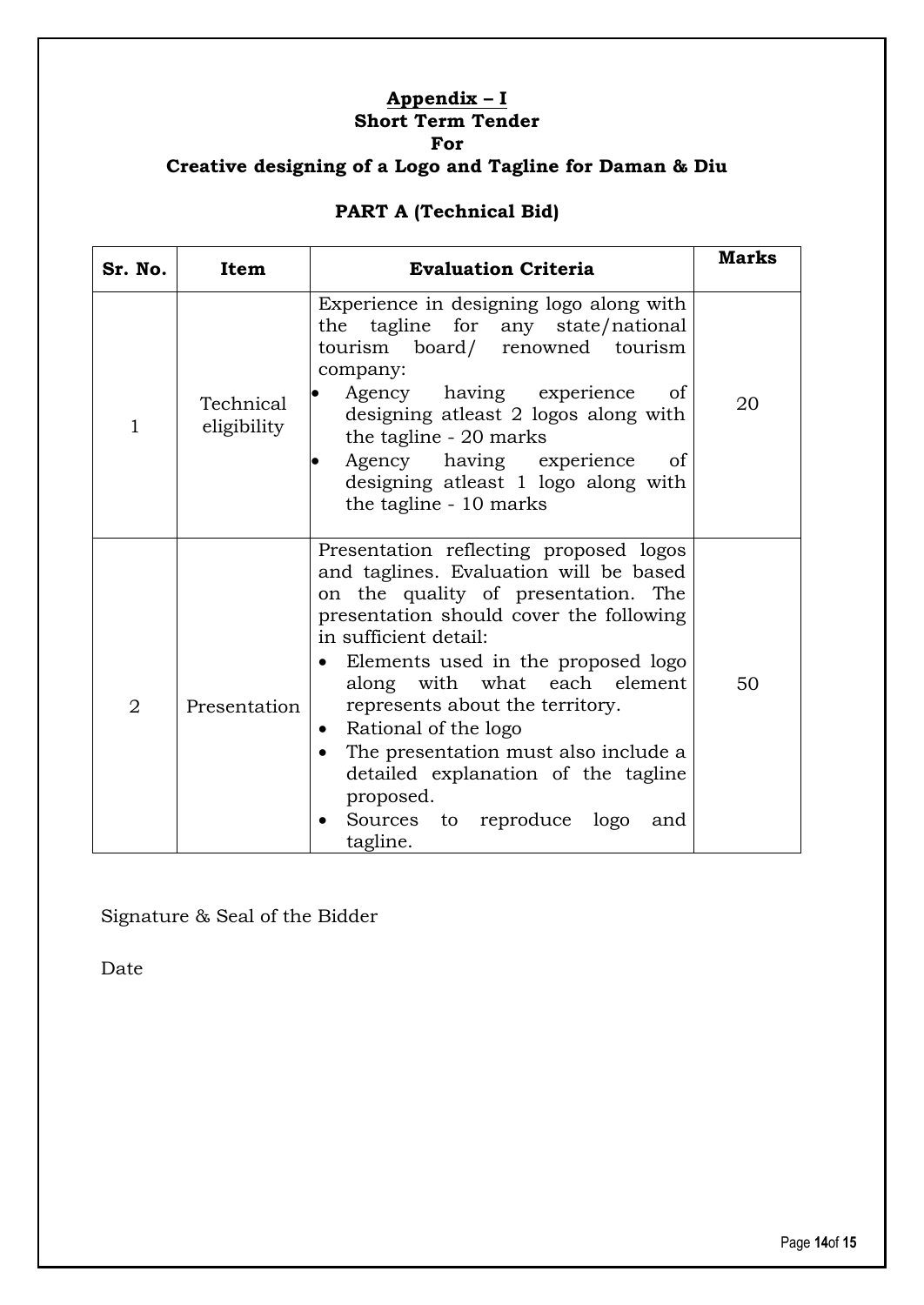## Appendix – I

**Short Term Tender**

**For**

**Creative designing of a Logo and Tagline for Daman & Diu**

### PART A (Technical Bid)

| Sr. No. | Item | Evaluation Criteria | Marks |
|---|---|---|---|
| 1 | Technical eligibility | Experience in designing logo along with the tagline for any state/national tourism board/ renowned tourism company:<br>• Agency having experience of designing atleast 2 logos along with the tagline - 20 marks<br>• Agency having experience of designing atleast 1 logo along with the tagline - 10 marks | 20 |
| 2 | Presentation | Presentation reflecting proposed logos and taglines. Evaluation will be based on the quality of presentation. The presentation should cover the following in sufficient detail:<br>• Elements used in the proposed logo along with what each element represents about the territory.<br>• Rational of the logo<br>• The presentation must also include a detailed explanation of the tagline proposed.<br>• Sources to reproduce logo and tagline. | 50 |

Signature & Seal of the Bidder

Date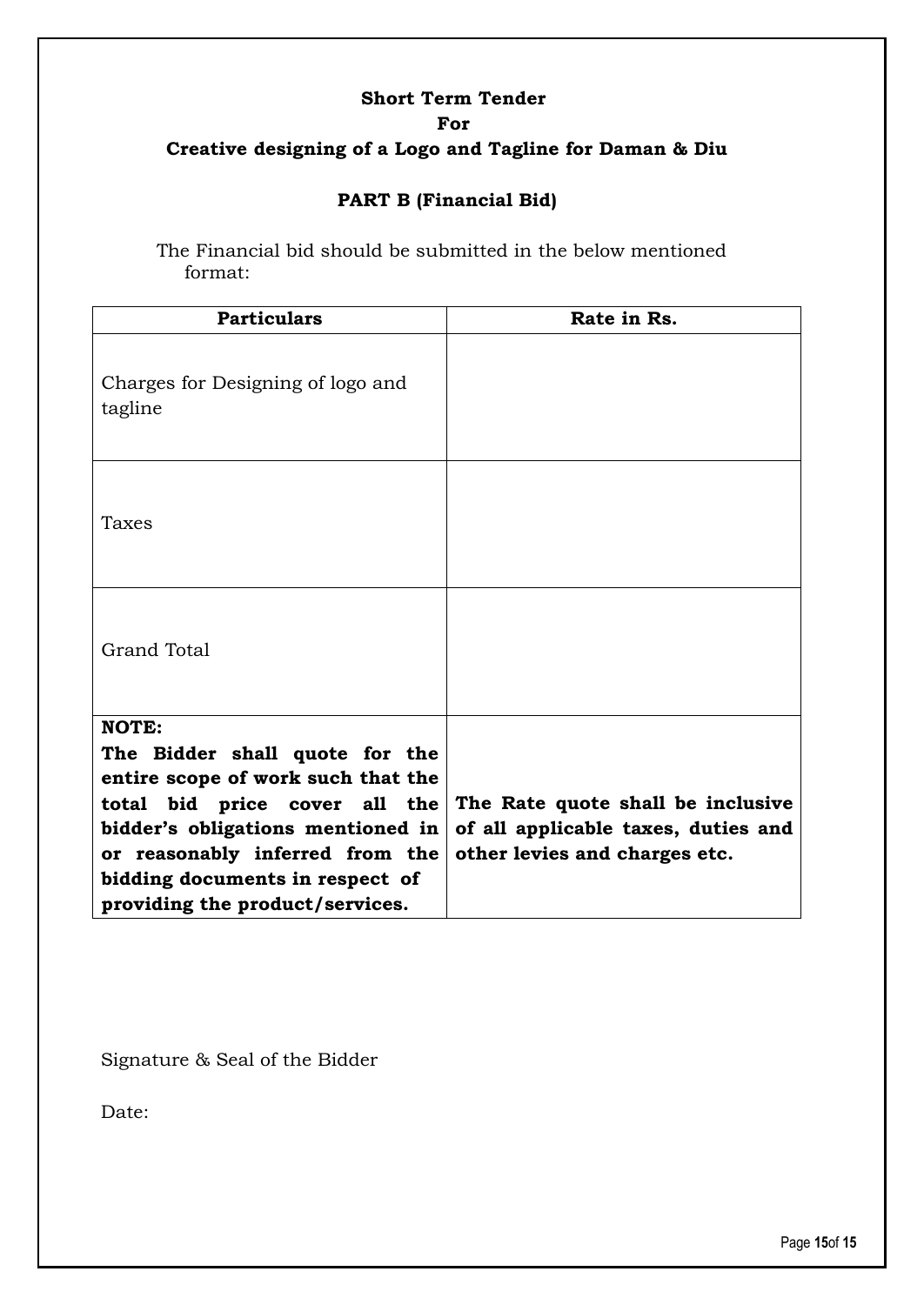**Short Term Tender**

**For**

**Creative designing of a Logo and Tagline for Daman & Diu**

**PART B (Financial Bid)**

The Financial bid should be submitted in the below mentioned format:

| Particulars | Rate in Rs. |
|---|---|
| Charges for Designing of logo and tagline | |
| Taxes | |
| Grand Total | |
| **NOTE: The Bidder shall quote for the entire scope of work such that the total bid price cover all the bidder's obligations mentioned in or reasonably inferred from the bidding documents in respect of providing the product/services.** | **The Rate quote shall be inclusive of all applicable taxes, duties and other levies and charges etc.** |

Signature & Seal of the Bidder

Date: